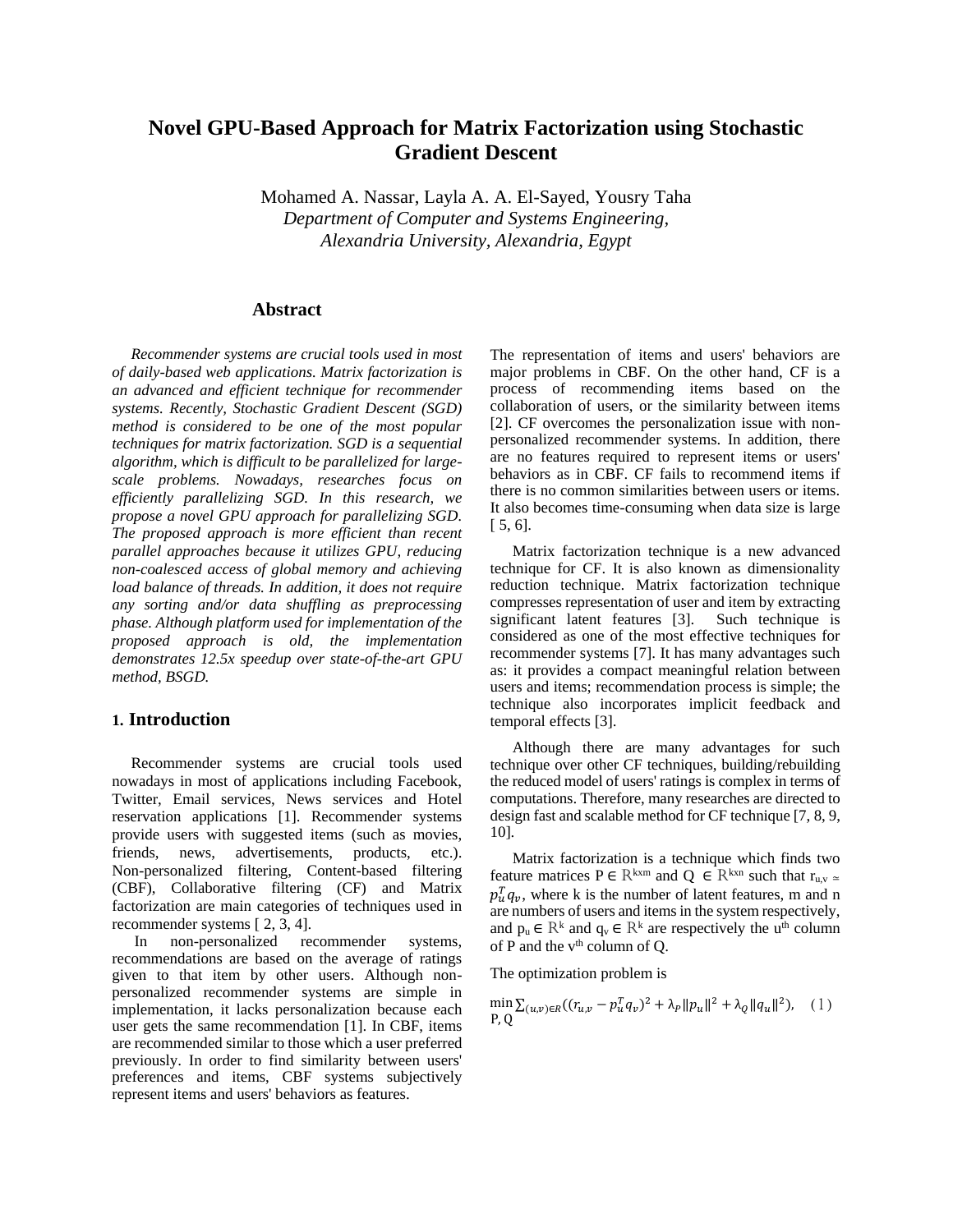# Novel GPU-Based Approach for Matrix Factorization using Stochastic Gradient Descent

Mohamed A. Nassar, Layla A. A. El-Sayed, Yousry Taha

*Department of Computer and Systems Engineering,*
*Alexandria University, Alexandria, Egypt*

## Abstract

*Recommender systems are crucial tools used in most of daily-based web applications. Matrix factorization is an advanced and efficient technique for recommender systems. Recently, Stochastic Gradient Descent (SGD) method is considered to be one of the most popular techniques for matrix factorization. SGD is a sequential algorithm, which is difficult to be parallelized for large-scale problems. Nowadays, researches focus on efficiently parallelizing SGD. In this research, we propose a novel GPU approach for parallelizing SGD. The proposed approach is more efficient than recent parallel approaches because it utilizes GPU, reducing non-coalesced access of global memory and achieving load balance of threads. In addition, it does not require any sorting and/or data shuffling as preprocessing phase. Although platform used for implementation of the proposed approach is old, the implementation demonstrates 12.5x speedup over state-of-the-art GPU method, BSGD.*

## 1. Introduction

Recommender systems are crucial tools used nowadays in most of applications including Facebook, Twitter, Email services, News services and Hotel reservation applications [1]. Recommender systems provide users with suggested items (such as movies, friends, news, advertisements, products, etc.). Non-personalized filtering, Content-based filtering (CBF), Collaborative filtering (CF) and Matrix factorization are main categories of techniques used in recommender systems [ 2, 3, 4].

In non-personalized recommender systems, recommendations are based on the average of ratings given to that item by other users. Although non-personalized recommender systems are simple in implementation, it lacks personalization because each user gets the same recommendation [1]. In CBF, items are recommended similar to those which a user preferred previously. In order to find similarity between users' preferences and items, CBF systems subjectively represent items and users' behaviors as features. The representation of items and users' behaviors are major problems in CBF. On the other hand, CF is a process of recommending items based on the collaboration of users, or the similarity between items [2]. CF overcomes the personalization issue with non-personalized recommender systems. In addition, there are no features required to represent items or users' behaviors as in CBF. CF fails to recommend items if there is no common similarities between users or items. It also becomes time-consuming when data size is large [ 5, 6].

Matrix factorization technique is a new advanced technique for CF. It is also known as dimensionality reduction technique. Matrix factorization technique compresses representation of user and item by extracting significant latent features [3]. Such technique is considered as one of the most effective techniques for recommender systems [7]. It has many advantages such as: it provides a compact meaningful relation between users and items; recommendation process is simple; the technique also incorporates implicit feedback and temporal effects [3].

Although there are many advantages for such technique over other CF techniques, building/rebuilding the reduced model of users' ratings is complex in terms of computations. Therefore, many researches are directed to design fast and scalable method for CF technique [7, 8, 9, 10].

Matrix factorization is a technique which finds two feature matrices $P \in \mathbb{R}^{k \times m}$ and $Q \in \mathbb{R}^{k \times n}$ such that $r_{u,v} \simeq p_u^T q_v$, where k is the number of latent features, m and n are numbers of users and items in the system respectively, and $p_u \in \mathbb{R}^k$ and $q_v \in \mathbb{R}^k$ are respectively the $u^{th}$ column of P and the $v^{th}$ column of Q.

The optimization problem is

$$\min_{P,\,Q} \sum_{(u,v)\in R} \left( (r_{u,v} - p_u^T q_v)^2 + \lambda_P \|p_u\|^2 + \lambda_Q \|q_u\|^2 \right), \quad (1)$$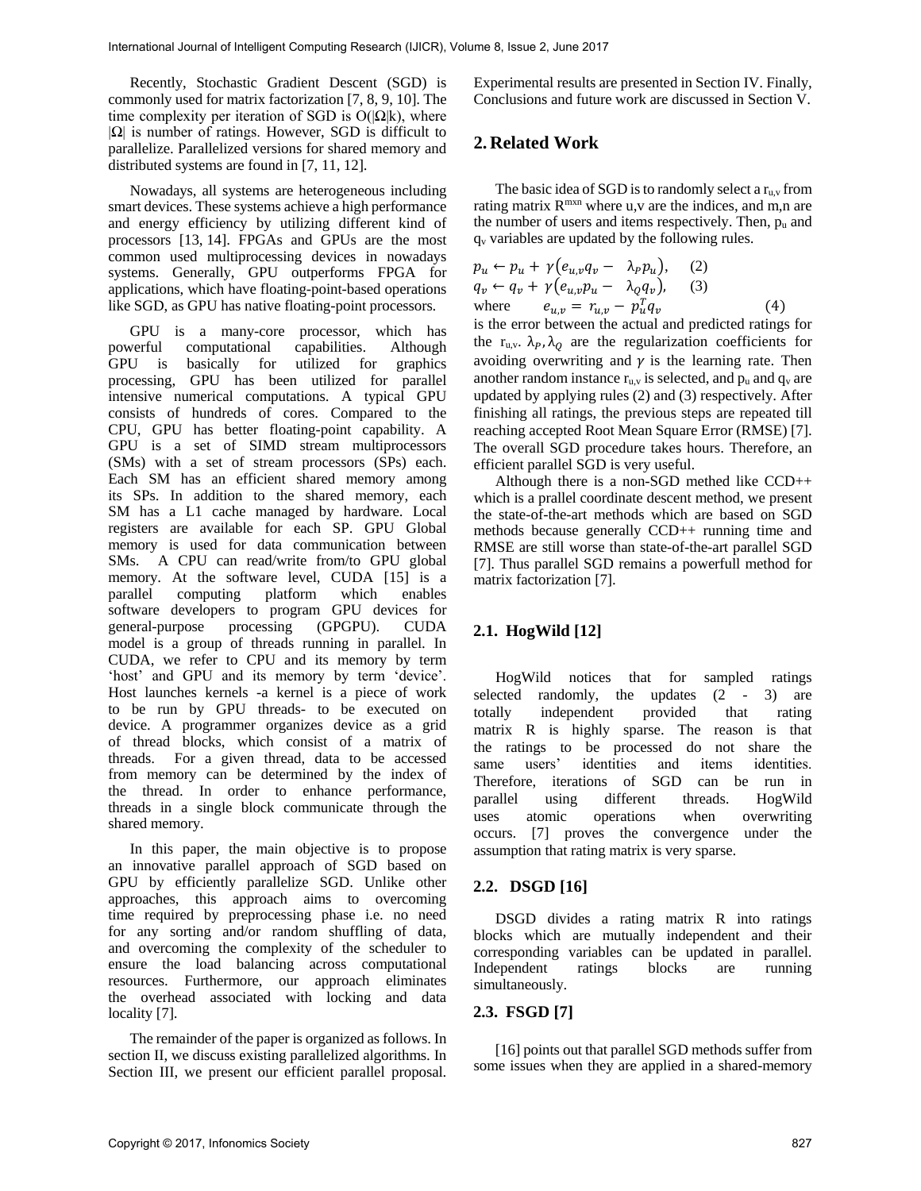Recently, Stochastic Gradient Descent (SGD) is commonly used for matrix factorization [7, 8, 9, 10]. The time complexity per iteration of SGD is $O(|\Omega|k)$, where $|\Omega|$ is number of ratings. However, SGD is difficult to parallelize. Parallelized versions for shared memory and distributed systems are found in [7, 11, 12].

Nowadays, all systems are heterogeneous including smart devices. These systems achieve a high performance and energy efficiency by utilizing different kind of processors [13, 14]. FPGAs and GPUs are the most common used multiprocessing devices in nowadays systems. Generally, GPU outperforms FPGA for applications, which have floating-point-based operations like SGD, as GPU has native floating-point processors.

GPU is a many-core processor, which has powerful computational capabilities. Although GPU is basically for utilized for graphics processing, GPU has been utilized for parallel intensive numerical computations. A typical GPU consists of hundreds of cores. Compared to the CPU, GPU has better floating-point capability. A GPU is a set of SIMD stream multiprocessors (SMs) with a set of stream processors (SPs) each. Each SM has an efficient shared memory among its SPs. In addition to the shared memory, each SM has a L1 cache managed by hardware. Local registers are available for each SP. GPU Global memory is used for data communication between SMs. A CPU can read/write from/to GPU global memory. At the software level, CUDA [15] is a parallel computing platform which enables software developers to program GPU devices for general-purpose processing (GPGPU). CUDA model is a group of threads running in parallel. In CUDA, we refer to CPU and its memory by term 'host' and GPU and its memory by term 'device'. Host launches kernels -a kernel is a piece of work to be run by GPU threads- to be executed on device. A programmer organizes device as a grid of thread blocks, which consist of a matrix of threads. For a given thread, data to be accessed from memory can be determined by the index of the thread. In order to enhance performance, threads in a single block communicate through the shared memory.

In this paper, the main objective is to propose an innovative parallel approach of SGD based on GPU by efficiently parallelize SGD. Unlike other approaches, this approach aims to overcoming time required by preprocessing phase i.e. no need for any sorting and/or random shuffling of data, and overcoming the complexity of the scheduler to ensure the load balancing across computational resources. Furthermore, our approach eliminates the overhead associated with locking and data locality [7].

The remainder of the paper is organized as follows. In section II, we discuss existing parallelized algorithms. In Section III, we present our efficient parallel proposal. Experimental results are presented in Section IV. Finally, Conclusions and future work are discussed in Section V.

## 2. Related Work

The basic idea of SGD is to randomly select a $r_{u,v}$ from rating matrix $R^{mxn}$ where u,v are the indices, and m,n are the number of users and items respectively. Then, $p_u$ and $q_v$ variables are updated by the following rules.

$$p_u \leftarrow p_u + \gamma\left(e_{u,v}q_v - \lambda_P p_u\right), \quad (2)$$

$$q_v \leftarrow q_v + \gamma\left(e_{u,v}p_u - \lambda_Q q_v\right), \quad (3)$$

where $$e_{u,v} = r_{u,v} - p_u^T q_v \quad (4)$$

is the error between the actual and predicted ratings for the $r_{u,v}$. $\lambda_P, \lambda_Q$ are the regularization coefficients for avoiding overwriting and $\gamma$ is the learning rate. Then another random instance $r_{u,v}$ is selected, and $p_u$ and $q_v$ are updated by applying rules (2) and (3) respectively. After finishing all ratings, the previous steps are repeated till reaching accepted Root Mean Square Error (RMSE) [7]. The overall SGD procedure takes hours. Therefore, an efficient parallel SGD is very useful.

Although there is a non-SGD methed like CCD++ which is a prallel coordinate descent method, we present the state-of-the-art methods which are based on SGD methods because generally CCD++ running time and RMSE are still worse than state-of-the-art parallel SGD [7]. Thus parallel SGD remains a powerfull method for matrix factorization [7].

### 2.1. HogWild [12]

HogWild notices that for sampled ratings selected randomly, the updates (2 - 3) are totally independent provided that rating matrix R is highly sparse. The reason is that the ratings to be processed do not share the same users' identities and items identities. Therefore, iterations of SGD can be run in parallel using different threads. HogWild uses atomic operations when overwriting occurs. [7] proves the convergence under the assumption that rating matrix is very sparse.

### 2.2. DSGD [16]

DSGD divides a rating matrix R into ratings blocks which are mutually independent and their corresponding variables can be updated in parallel. Independent ratings blocks are running simultaneously.

### 2.3. FSGD [7]

[16] points out that parallel SGD methods suffer from some issues when they are applied in a shared-memory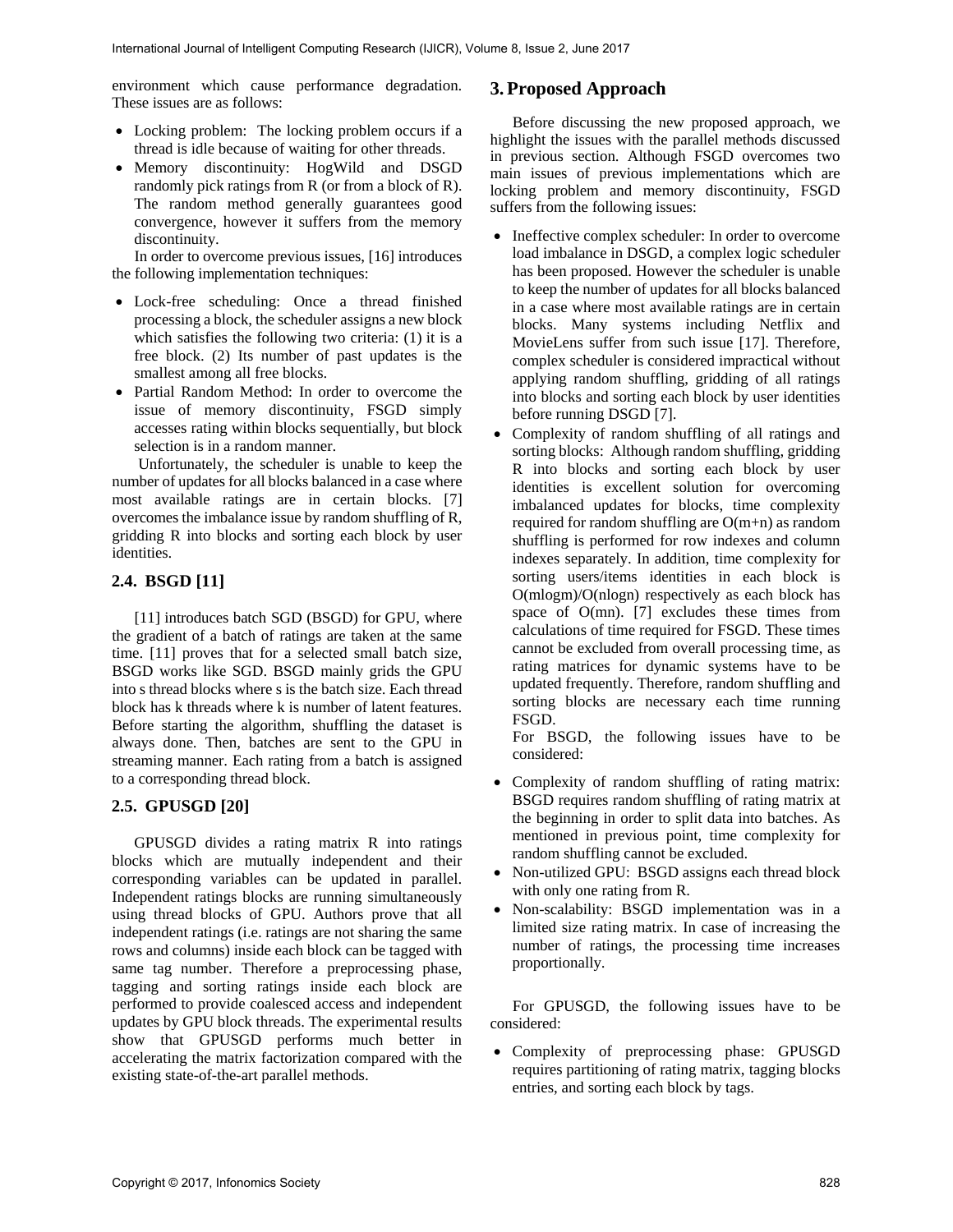environment which cause performance degradation. These issues are as follows:

- Locking problem: The locking problem occurs if a thread is idle because of waiting for other threads.
- Memory discontinuity: HogWild and DSGD randomly pick ratings from R (or from a block of R). The random method generally guarantees good convergence, however it suffers from the memory discontinuity.

In order to overcome previous issues, [16] introduces the following implementation techniques:

- Lock-free scheduling: Once a thread finished processing a block, the scheduler assigns a new block which satisfies the following two criteria: (1) it is a free block. (2) Its number of past updates is the smallest among all free blocks.
- Partial Random Method: In order to overcome the issue of memory discontinuity, FSGD simply accesses rating within blocks sequentially, but block selection is in a random manner.

Unfortunately, the scheduler is unable to keep the number of updates for all blocks balanced in a case where most available ratings are in certain blocks. [7] overcomes the imbalance issue by random shuffling of R, gridding R into blocks and sorting each block by user identities.

### 2.4. BSGD [11]

[11] introduces batch SGD (BSGD) for GPU, where the gradient of a batch of ratings are taken at the same time. [11] proves that for a selected small batch size, BSGD works like SGD. BSGD mainly grids the GPU into s thread blocks where s is the batch size. Each thread block has k threads where k is number of latent features. Before starting the algorithm, shuffling the dataset is always done. Then, batches are sent to the GPU in streaming manner. Each rating from a batch is assigned to a corresponding thread block.

### 2.5. GPUSGD [20]

GPUSGD divides a rating matrix R into ratings blocks which are mutually independent and their corresponding variables can be updated in parallel. Independent ratings blocks are running simultaneously using thread blocks of GPU. Authors prove that all independent ratings (i.e. ratings are not sharing the same rows and columns) inside each block can be tagged with same tag number. Therefore a preprocessing phase, tagging and sorting ratings inside each block are performed to provide coalesced access and independent updates by GPU block threads. The experimental results show that GPUSGD performs much better in accelerating the matrix factorization compared with the existing state-of-the-art parallel methods.

## 3. Proposed Approach

Before discussing the new proposed approach, we highlight the issues with the parallel methods discussed in previous section. Although FSGD overcomes two main issues of previous implementations which are locking problem and memory discontinuity, FSGD suffers from the following issues:

- Ineffective complex scheduler: In order to overcome load imbalance in DSGD, a complex logic scheduler has been proposed. However the scheduler is unable to keep the number of updates for all blocks balanced in a case where most available ratings are in certain blocks. Many systems including Netflix and MovieLens suffer from such issue [17]. Therefore, complex scheduler is considered impractical without applying random shuffling, gridding of all ratings into blocks and sorting each block by user identities before running DSGD [7].
- Complexity of random shuffling of all ratings and sorting blocks: Although random shuffling, gridding R into blocks and sorting each block by user identities is excellent solution for overcoming imbalanced updates for blocks, time complexity required for random shuffling are $O(m+n)$ as random shuffling is performed for row indexes and column indexes separately. In addition, time complexity for sorting users/items identities in each block is $O(m\log m)$/$O(n\log n)$ respectively as each block has space of $O(mn)$. [7] excludes these times from calculations of time required for FSGD. These times cannot be excluded from overall processing time, as rating matrices for dynamic systems have to be updated frequently. Therefore, random shuffling and sorting blocks are necessary each time running FSGD.

  For BSGD, the following issues have to be considered:

- Complexity of random shuffling of rating matrix: BSGD requires random shuffling of rating matrix at the beginning in order to split data into batches. As mentioned in previous point, time complexity for random shuffling cannot be excluded.
- Non-utilized GPU: BSGD assigns each thread block with only one rating from R.
- Non-scalability: BSGD implementation was in a limited size rating matrix. In case of increasing the number of ratings, the processing time increases proportionally.

For GPUSGD, the following issues have to be considered:

- Complexity of preprocessing phase: GPUSGD requires partitioning of rating matrix, tagging blocks entries, and sorting each block by tags.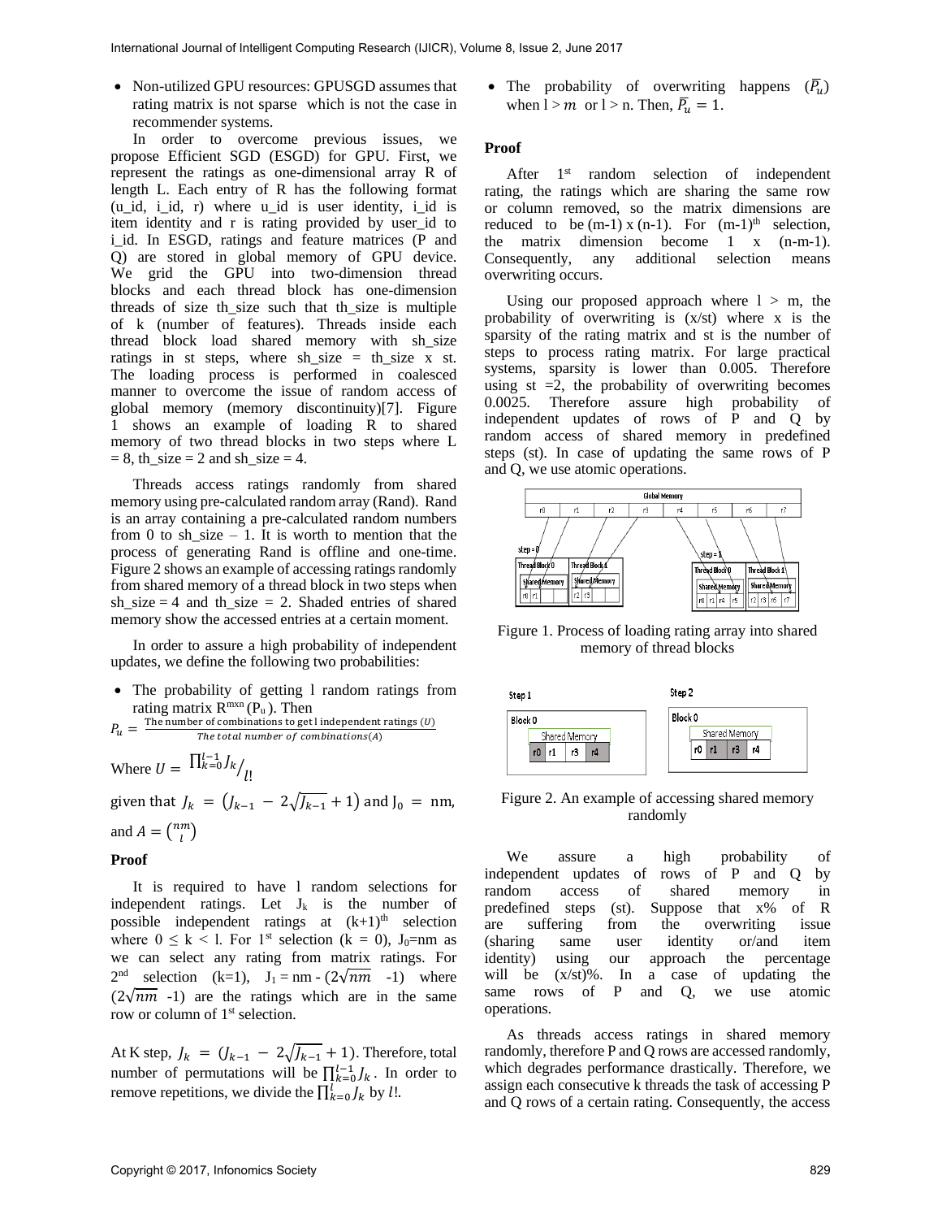- Non-utilized GPU resources: GPUSGD assumes that rating matrix is not sparse which is not the case in recommender systems.

In order to overcome previous issues, we propose Efficient SGD (ESGD) for GPU. First, we represent the ratings as one-dimensional array R of length L. Each entry of R has the following format (u_id, i_id, r) where u_id is user identity, i_id is item identity and r is rating provided by user_id to i_id. In ESGD, ratings and feature matrices (P and Q) are stored in global memory of GPU device. We grid the GPU into two-dimension thread blocks and each thread block has one-dimension threads of size th_size such that th_size is multiple of k (number of features). Threads inside each thread block load shared memory with sh_size ratings in st steps, where sh_size = th_size x st. The loading process is performed in coalesced manner to overcome the issue of random access of global memory (memory discontinuity)[7]. Figure 1 shows an example of loading R to shared memory of two thread blocks in two steps where L = 8, th_size = 2 and sh_size = 4.

Threads access ratings randomly from shared memory using pre-calculated random array (Rand). Rand is an array containing a pre-calculated random numbers from 0 to sh_size – 1. It is worth to mention that the process of generating Rand is offline and one-time. Figure 2 shows an example of accessing ratings randomly from shared memory of a thread block in two steps when sh_size = 4 and th_size = 2. Shaded entries of shared memory show the accessed entries at a certain moment.

In order to assure a high probability of independent updates, we define the following two probabilities:

- The probability of getting l random ratings from rating matrix $R^{mxn}$ ($P_u$). Then

$$P_u = \frac{\text{The number of combinations to get l independent ratings } (U)}{\text{The total number of combinations}(A)}$$

Where $U = \prod_{k=0}^{l-1} J_k / l!$

given that $J_k = \left(J_{k-1} - 2\sqrt{J_{k-1}} + 1\right)$ and $J_0 = nm$, and $A = \binom{nm}{l}$

**Proof**

It is required to have l random selections for independent ratings. Let $J_k$ is the number of possible independent ratings at $(k+1)^{th}$ selection where $0 \leq k < l$. For 1st selection ($k = 0$), $J_0$=nm as we can select any rating from matrix ratings. For 2nd selection (k=1), $J_1 = nm - (2\sqrt{nm} - 1)$ where $(2\sqrt{nm} - 1)$ are the ratings which are in the same row or column of 1st selection.

At K step, $J_k = \left(J_{k-1} - 2\sqrt{J_{k-1}} + 1\right)$. Therefore, total number of permutations will be $\prod_{k=0}^{l-1} J_k$. In order to remove repetitions, we divide the $\prod_{k=0}^{l} J_k$ by $l!$.

- The probability of overwriting happens ($\overline{P_u}$) when $l > m$ or $l > n$. Then, $\overline{P_u} = 1$.

**Proof**

After 1st random selection of independent rating, the ratings which are sharing the same row or column removed, so the matrix dimensions are reduced to be (m-1) x (n-1). For $(m-1)^{th}$ selection, the matrix dimension become 1 x (n-m-1). Consequently, any additional selection means overwriting occurs.

Using our proposed approach where l > m, the probability of overwriting is (x/st) where x is the sparsity of the rating matrix and st is the number of steps to process rating matrix. For large practical systems, sparsity is lower than 0.005. Therefore using st =2, the probability of overwriting becomes 0.0025. Therefore assure high probability of independent updates of rows of P and Q by random access of shared memory in predefined steps (st). In case of updating the same rows of P and Q, we use atomic operations.

Figure 1. Process of loading rating array into shared memory of thread blocks

Figure 2. An example of accessing shared memory randomly

We assure a high probability of independent updates of rows of P and Q by random access of shared memory in predefined steps (st). Suppose that x% of R are suffering from the overwriting issue (sharing same user identity or/and item identity) using our approach the percentage will be (x/st)%. In a case of updating the same rows of P and Q, we use atomic operations.

As threads access ratings in shared memory randomly, therefore P and Q rows are accessed randomly, which degrades performance drastically. Therefore, we assign each consecutive k threads the task of accessing P and Q rows of a certain rating. Consequently, the access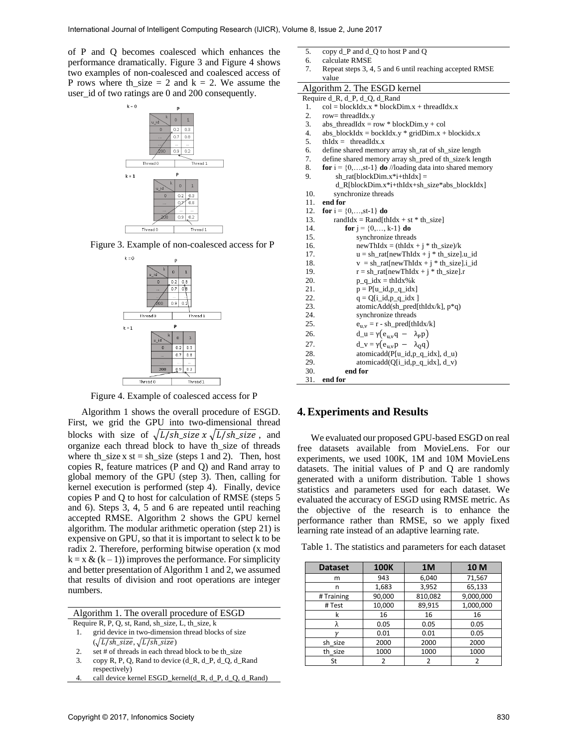of P and Q becomes coalesced which enhances the performance dramatically. Figure 3 and Figure 4 shows two examples of non-coalesced and coalesced access of P rows where th_size = 2 and k = 2. We assume the user_id of two ratings are 0 and 200 consequently.

Figure 3. Example of non-coalesced access for P

Figure 4. Example of coalesced access for P

Algorithm 1 shows the overall procedure of ESGD. First, we grid the GPU into two-dimensional thread blocks with size of $\sqrt{L/sh\_size}\ x \sqrt{L/sh\_size}$, and organize each thread block to have th_size of threads where th_size x st = sh_size (steps 1 and 2). Then, host copies R, feature matrices (P and Q) and Rand array to global memory of the GPU (step 3). Then, calling for kernel execution is performed (step 4). Finally, device copies P and Q to host for calculation of RMSE (steps 5 and 6). Steps 3, 4, 5 and 6 are repeated until reaching accepted RMSE. Algorithm 2 shows the GPU kernel algorithm. The modular arithmetic operation (step 21) is expensive on GPU, so that it is important to select k to be radix 2. Therefore, performing bitwise operation (x mod k = x & (k – 1)) improves the performance. For simplicity and better presentation of Algorithm 1 and 2, we assumed that results of division and root operations are integer numbers.

**Algorithm 1. The overall procedure of ESGD**

```
Require R, P, Q, st, Rand, sh_size, L, th_size, k
1. grid device in two-dimension thread blocks of size
   (√(L/sh_size), √(L/sh_size))
2. set # of threads in each thread block to be th_size
3. copy R, P, Q, Rand to device (d_R, d_P, d_Q, d_Rand
   respectively)
4. call device kernel ESGD_kernel(d_R, d_P, d_Q, d_Rand)
5. copy d_P and d_Q to host P and Q
6. calculate RMSE
7. Repeat steps 3, 4, 5 and 6 until reaching accepted RMSE
   value
```

**Algorithm 2. The ESGD kernel**

```
Require d_R, d_P, d_Q, d_Rand
1.  col = blockIdx.x * blockDim.x + threadIdx.x
2.  row= threadIdx.y
3.  abs_threadIdx = row * blockDim.y + col
4.  abs_blockIdx = bockIdx.y * gridDim.x + blockidx.x
5.  thIdx =  threadIdx.x
6.  define shared memory array sh_rat of sh_size length
7.  define shared memory array sh_pred of th_size/k length
8.  for i = {0,…,st-1} do //loading data into shared memory
9.      sh_rat[blockDim.x*i+thIdx] =
        d_R[blockDim.x*i+thIdx+sh_size*abs_blockIdx]
10.     synchronize threads
11. end for
12. for i = {0,…,st-1} do
13.     randIdx = Rand[thIdx + st * th_size]
14.         for j = {0,…, k-1} do
15.             synchronize threads
16.             newThIdx = (thIdx + j * th_size)/k
17.             u = sh_rat[newThIdx + j * th_size].u_id
18.             v  = sh_rat[newThIdx + j * th_size].i_id
19.             r = sh_rat[newThIdx + j * th_size].r
20.             p_q_idx = thIdx%k
21.             p = P[u_id,p_q_idx]
22.             q = Q[i_id,p_q_idx ]
23.             atomicAdd(sh_pred[thIdx/k], p*q)
24.             synchronize threads
25.             e_u,v = r - sh_pred[thIdx/k]
26.             d_u = γ(e_u,v q − λ_P p)
27.             d_v = γ(e_u,v p − λ_Q q)
28.             atomicadd(P[u_id,p_q_idx], d_u)
29.             atomicadd(Q[i_id,p_q_idx], d_v)
30.         end for
31. end for
```

## 4. Experiments and Results

We evaluated our proposed GPU-based ESGD on real free datasets available from MovieLens. For our experiments, we used 100K, 1M and 10M MovieLens datasets. The initial values of P and Q are randomly generated with a uniform distribution. Table 1 shows statistics and parameters used for each dataset. We evaluated the accuracy of ESGD using RMSE metric. As the objective of the research is to enhance the performance rather than RMSE, so we apply fixed learning rate instead of an adaptive learning rate.

Table 1. The statistics and parameters for each dataset

| Dataset | 100K | 1M | 10 M |
|---|---|---|---|
| m | 943 | 6,040 | 71,567 |
| n | 1,683 | 3,952 | 65,133 |
| # Training | 90,000 | 810,082 | 9,000,000 |
| # Test | 10,000 | 89,915 | 1,000,000 |
| k | 16 | 16 | 16 |
| $\lambda$ | 0.05 | 0.05 | 0.05 |
| $\gamma$ | 0.01 | 0.01 | 0.05 |
| sh_size | 2000 | 2000 | 2000 |
| th_size | 1000 | 1000 | 1000 |
| St | 2 | 2 | 2 |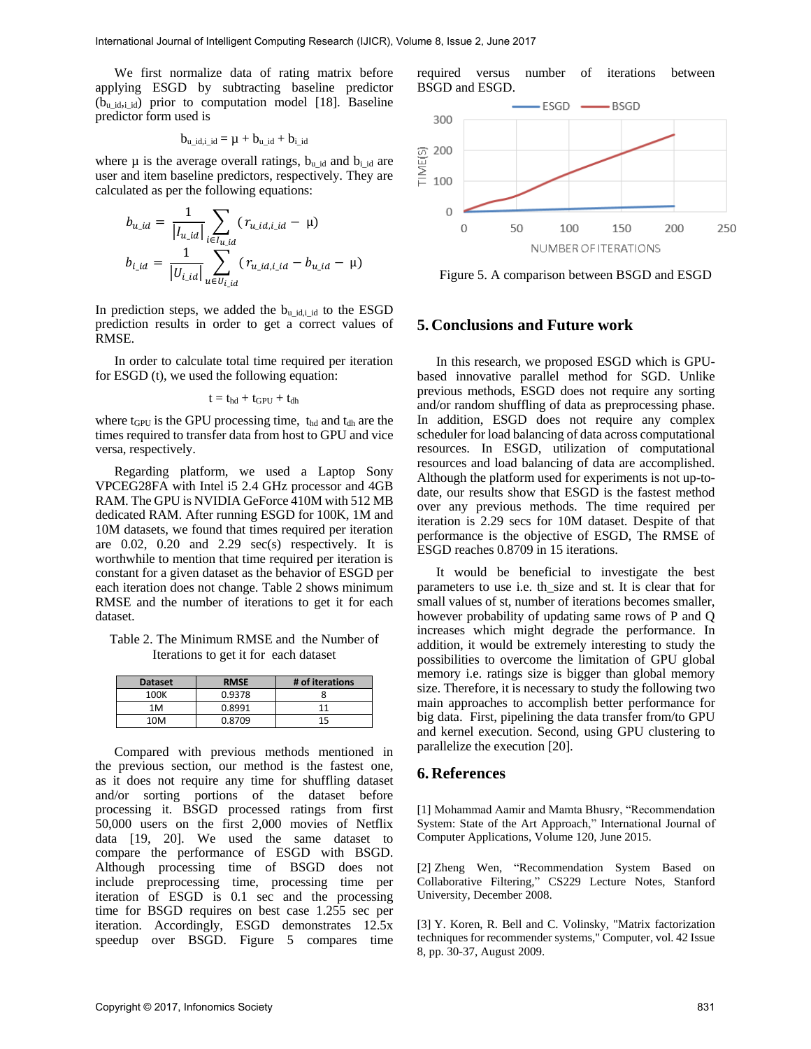We first normalize data of rating matrix before applying ESGD by subtracting baseline predictor ($b_{u\_id,i\_id}$) prior to computation model [18]. Baseline predictor form used is

$$b_{u\_id,i\_id} = \mu + b_{u\_id} + b_{i\_id}$$

where μ is the average overall ratings, $b_{u\_id}$ and $b_{i\_id}$ are user and item baseline predictors, respectively. They are calculated as per the following equations:

$$b_{u\_id} = \frac{1}{|I_{u\_id}|} \sum_{i \in I_{u\_id}} (r_{u\_id,i\_id} - \mu)$$

$$b_{i\_id} = \frac{1}{|U_{i\_id}|} \sum_{u \in U_{i\_id}} (r_{u\_id,i\_id} - b_{u\_id} - \mu)$$

In prediction steps, we added the $b_{u\_id,i\_id}$ to the ESGD prediction results in order to get a correct values of RMSE.

In order to calculate total time required per iteration for ESGD (t), we used the following equation:

$$t = t_{hd} + t_{GPU} + t_{dh}$$

where $t_{GPU}$ is the GPU processing time, $t_{hd}$ and $t_{dh}$ are the times required to transfer data from host to GPU and vice versa, respectively.

Regarding platform, we used a Laptop Sony VPCEG28FA with Intel i5 2.4 GHz processor and 4GB RAM. The GPU is NVIDIA GeForce 410M with 512 MB dedicated RAM. After running ESGD for 100K, 1M and 10M datasets, we found that times required per iteration are 0.02, 0.20 and 2.29 sec(s) respectively. It is worthwhile to mention that time required per iteration is constant for a given dataset as the behavior of ESGD per each iteration does not change. Table 2 shows minimum RMSE and the number of iterations to get it for each dataset.

Table 2. The Minimum RMSE and the Number of Iterations to get it for each dataset

| Dataset | RMSE | # of iterations |
|---|---|---|
| 100K | 0.9378 | 8 |
| 1M | 0.8991 | 11 |
| 10M | 0.8709 | 15 |

Compared with previous methods mentioned in the previous section, our method is the fastest one, as it does not require any time for shuffling dataset and/or sorting portions of the dataset before processing it. BSGD processed ratings from first 50,000 users on the first 2,000 movies of Netflix data [19, 20]. We used the same dataset to compare the performance of ESGD with BSGD. Although processing time of BSGD does not include preprocessing time, processing time per iteration of ESGD is 0.1 sec and the processing time for BSGD requires on best case 1.255 sec per iteration. Accordingly, ESGD demonstrates 12.5x speedup over BSGD. Figure 5 compares time required versus number of iterations between BSGD and ESGD.

Figure 5. A comparison between BSGD and ESGD

## 5. Conclusions and Future work

In this research, we proposed ESGD which is GPU-based innovative parallel method for SGD. Unlike previous methods, ESGD does not require any sorting and/or random shuffling of data as preprocessing phase. In addition, ESGD does not require any complex scheduler for load balancing of data across computational resources. In ESGD, utilization of computational resources and load balancing of data are accomplished. Although the platform used for experiments is not up-to-date, our results show that ESGD is the fastest method over any previous methods. The time required per iteration is 2.29 secs for 10M dataset. Despite of that performance is the objective of ESGD, The RMSE of ESGD reaches 0.8709 in 15 iterations.

It would be beneficial to investigate the best parameters to use i.e. th_size and st. It is clear that for small values of st, number of iterations becomes smaller, however probability of updating same rows of P and Q increases which might degrade the performance. In addition, it would be extremely interesting to study the possibilities to overcome the limitation of GPU global memory i.e. ratings size is bigger than global memory size. Therefore, it is necessary to study the following two main approaches to accomplish better performance for big data. First, pipelining the data transfer from/to GPU and kernel execution. Second, using GPU clustering to parallelize the execution [20].

## 6. References

[1] Mohammad Aamir and Mamta Bhusry, "Recommendation System: State of the Art Approach," International Journal of Computer Applications, Volume 120, June 2015.

[2] Zheng Wen, "Recommendation System Based on Collaborative Filtering," CS229 Lecture Notes, Stanford University, December 2008.

[3] Y. Koren, R. Bell and C. Volinsky, "Matrix factorization techniques for recommender systems," Computer, vol. 42 Issue 8, pp. 30-37, August 2009.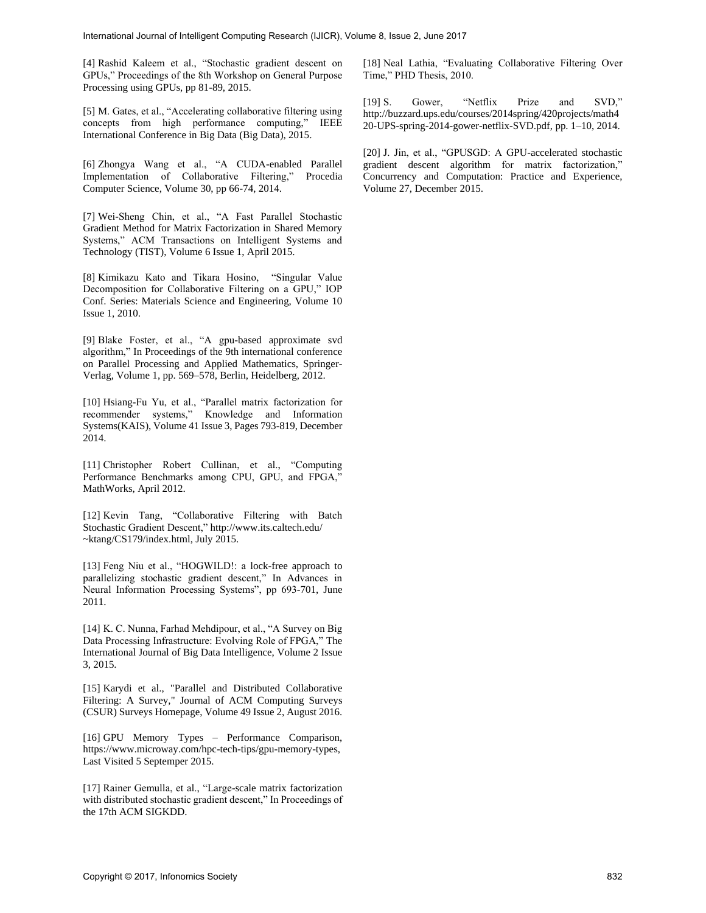[4] Rashid Kaleem et al., “Stochastic gradient descent on GPUs,” Proceedings of the 8th Workshop on General Purpose Processing using GPUs, pp 81-89, 2015.

[5] M. Gates, et al., “Accelerating collaborative filtering using concepts from high performance computing,” IEEE International Conference in Big Data (Big Data), 2015.

[6] Zhongya Wang et al., “A CUDA-enabled Parallel Implementation of Collaborative Filtering,” Procedia Computer Science, Volume 30, pp 66-74, 2014.

[7] Wei-Sheng Chin, et al., “A Fast Parallel Stochastic Gradient Method for Matrix Factorization in Shared Memory Systems,” ACM Transactions on Intelligent Systems and Technology (TIST), Volume 6 Issue 1, April 2015.

[8] Kimikazu Kato and Tikara Hosino, “Singular Value Decomposition for Collaborative Filtering on a GPU,” IOP Conf. Series: Materials Science and Engineering, Volume 10 Issue 1, 2010.

[9] Blake Foster, et al., “A gpu-based approximate svd algorithm,” In Proceedings of the 9th international conference on Parallel Processing and Applied Mathematics, Springer-Verlag, Volume 1, pp. 569–578, Berlin, Heidelberg, 2012.

[10] Hsiang-Fu Yu, et al., “Parallel matrix factorization for recommender systems,” Knowledge and Information Systems(KAIS), Volume 41 Issue 3, Pages 793-819, December 2014.

[11] Christopher Robert Cullinan, et al., “Computing Performance Benchmarks among CPU, GPU, and FPGA,” MathWorks, April 2012.

[12] Kevin Tang, “Collaborative Filtering with Batch Stochastic Gradient Descent,” http://www.its.caltech.edu/~ktang/CS179/index.html, July 2015.

[13] Feng Niu et al., “HOGWILD!: a lock-free approach to parallelizing stochastic gradient descent,” In Advances in Neural Information Processing Systems”, pp 693-701, June 2011.

[14] K. C. Nunna, Farhad Mehdipour, et al., “A Survey on Big Data Processing Infrastructure: Evolving Role of FPGA,” The International Journal of Big Data Intelligence, Volume 2 Issue 3, 2015.

[15] Karydi et al., "Parallel and Distributed Collaborative Filtering: A Survey," Journal of ACM Computing Surveys (CSUR) Surveys Homepage, Volume 49 Issue 2, August 2016.

[16] GPU Memory Types – Performance Comparison, https://www.microway.com/hpc-tech-tips/gpu-memory-types, Last Visited 5 Septemper 2015.

[17] Rainer Gemulla, et al., “Large-scale matrix factorization with distributed stochastic gradient descent,” In Proceedings of the 17th ACM SIGKDD.

[18] Neal Lathia, “Evaluating Collaborative Filtering Over Time,” PHD Thesis, 2010.

[19] S. Gower, “Netflix Prize and SVD,” http://buzzard.ups.edu/courses/2014spring/420projects/math420-UPS-spring-2014-gower-netflix-SVD.pdf, pp. 1–10, 2014.

[20] J. Jin, et al., “GPUSGD: A GPU-accelerated stochastic gradient descent algorithm for matrix factorization,” Concurrency and Computation: Practice and Experience, Volume 27, December 2015.